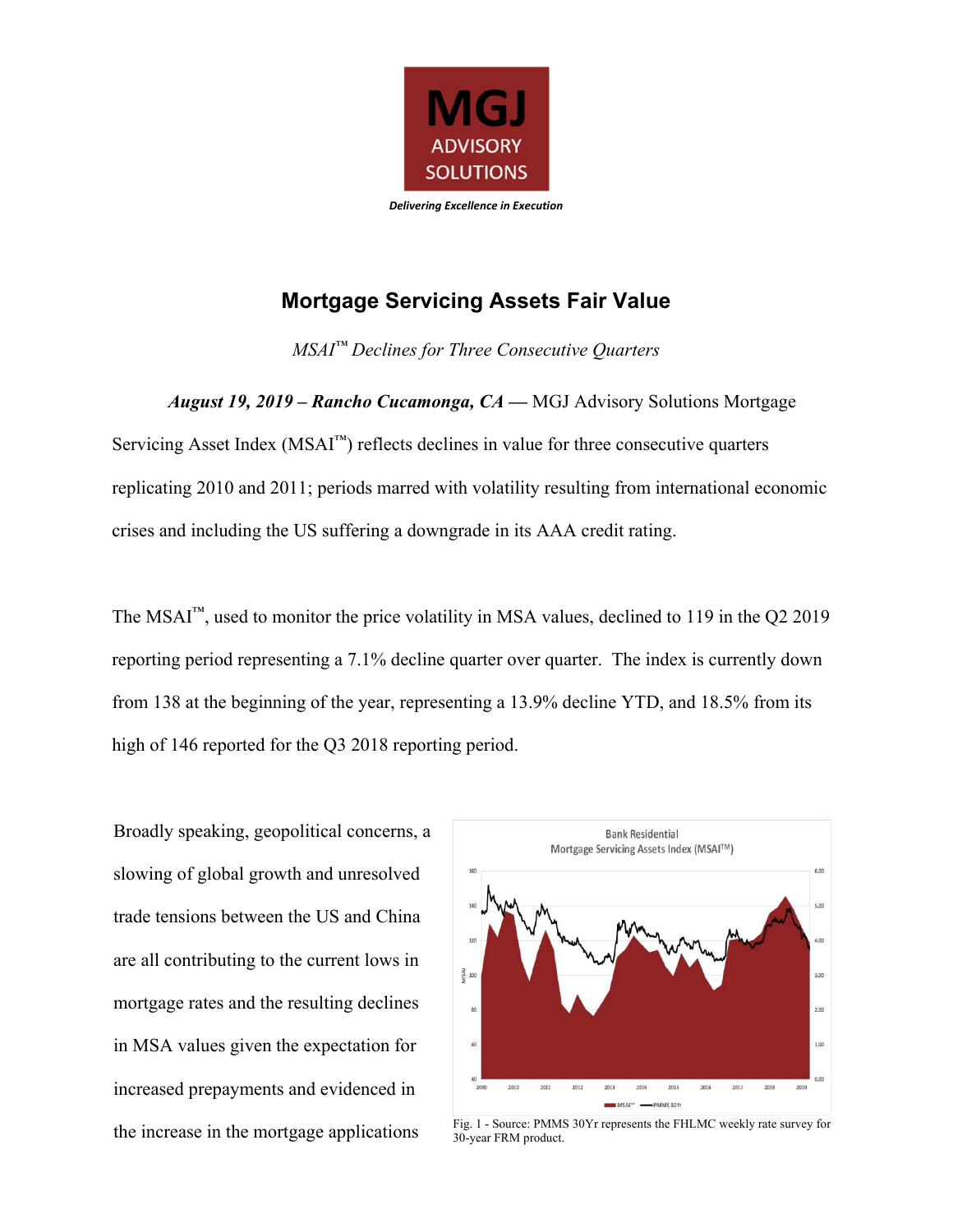**MGJ**
ADVISORY
SOLUTIONS

***Delivering Excellence in Execution***

# Mortgage Servicing Assets Fair Value

*MSAI™ Declines for Three Consecutive Quarters*

***August 19, 2019 – Rancho Cucamonga, CA*** — MGJ Advisory Solutions Mortgage Servicing Asset Index (MSAI™) reflects declines in value for three consecutive quarters replicating 2010 and 2011; periods marred with volatility resulting from international economic crises and including the US suffering a downgrade in its AAA credit rating.

The MSAI™, used to monitor the price volatility in MSA values, declined to 119 in the Q2 2019 reporting period representing a 7.1% decline quarter over quarter. The index is currently down from 138 at the beginning of the year, representing a 13.9% decline YTD, and 18.5% from its high of 146 reported for the Q3 2018 reporting period.

Broadly speaking, geopolitical concerns, a slowing of global growth and unresolved trade tensions between the US and China are all contributing to the current lows in mortgage rates and the resulting declines in MSA values given the expectation for increased prepayments and evidenced in the increase in the mortgage applications

Fig. 1 - Source: PMMS 30Yr represents the FHLMC weekly rate survey for 30-year FRM product.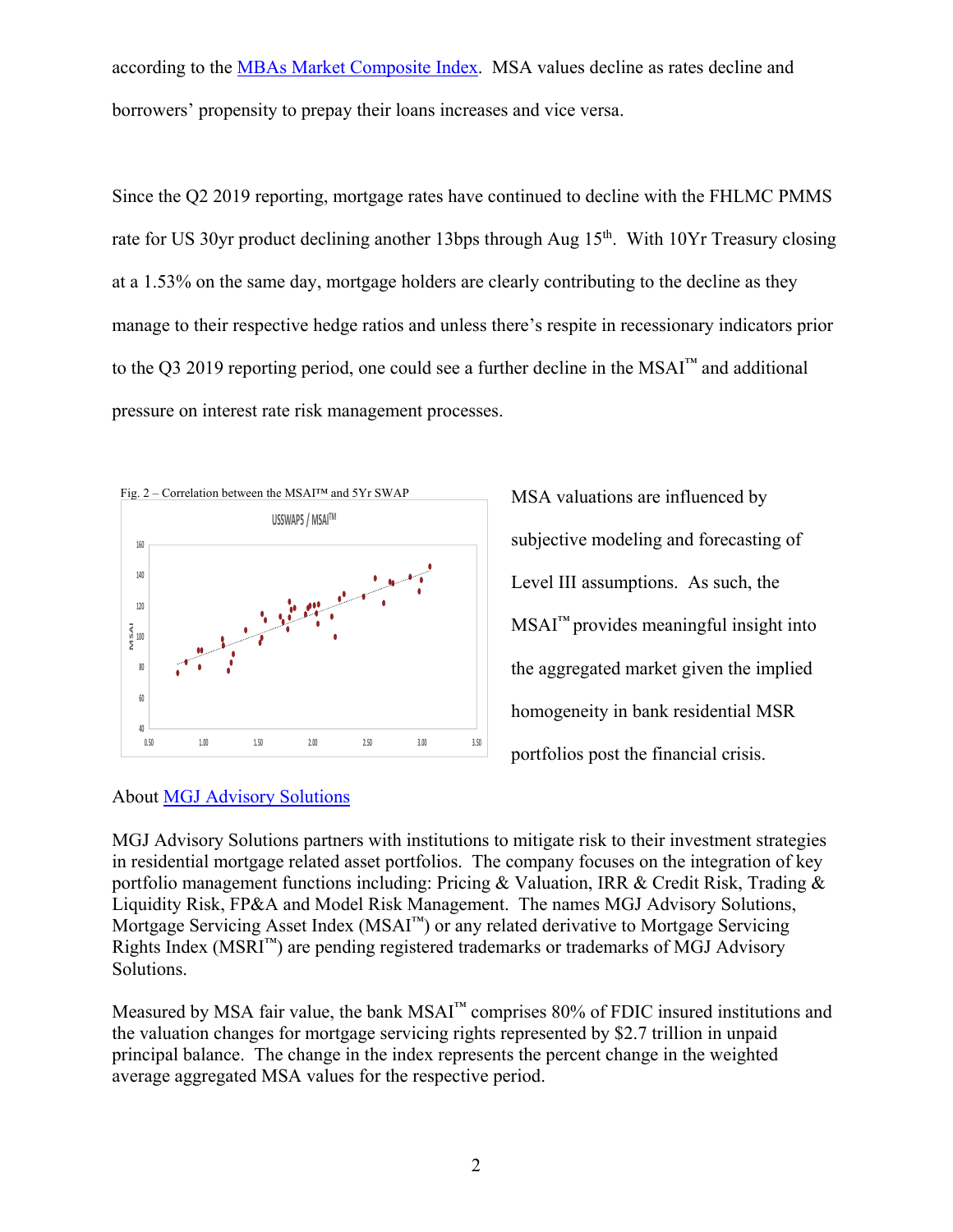according to the MBAs Market Composite Index. MSA values decline as rates decline and borrowers' propensity to prepay their loans increases and vice versa.

Since the Q2 2019 reporting, mortgage rates have continued to decline with the FHLMC PMMS rate for US 30yr product declining another 13bps through Aug 15th. With 10Yr Treasury closing at a 1.53% on the same day, mortgage holders are clearly contributing to the decline as they manage to their respective hedge ratios and unless there's respite in recessionary indicators prior to the Q3 2019 reporting period, one could see a further decline in the MSAI™ and additional pressure on interest rate risk management processes.

Fig. 2 – Correlation between the MSAI™ and 5Yr SWAP

USSWAP5 / MSAI™

MSAI

160
140
120
100
80
60
40

0.50 1.00 1.50 2.00 2.50 3.00 3.50

MSA valuations are influenced by subjective modeling and forecasting of Level III assumptions. As such, the MSAI™ provides meaningful insight into the aggregated market given the implied homogeneity in bank residential MSR portfolios post the financial crisis.

About MGJ Advisory Solutions

MGJ Advisory Solutions partners with institutions to mitigate risk to their investment strategies in residential mortgage related asset portfolios. The company focuses on the integration of key portfolio management functions including: Pricing & Valuation, IRR & Credit Risk, Trading & Liquidity Risk, FP&A and Model Risk Management. The names MGJ Advisory Solutions, Mortgage Servicing Asset Index (MSAI™) or any related derivative to Mortgage Servicing Rights Index (MSRI™) are pending registered trademarks or trademarks of MGJ Advisory Solutions.

Measured by MSA fair value, the bank MSAI™ comprises 80% of FDIC insured institutions and the valuation changes for mortgage servicing rights represented by $2.7 trillion in unpaid principal balance. The change in the index represents the percent change in the weighted average aggregated MSA values for the respective period.